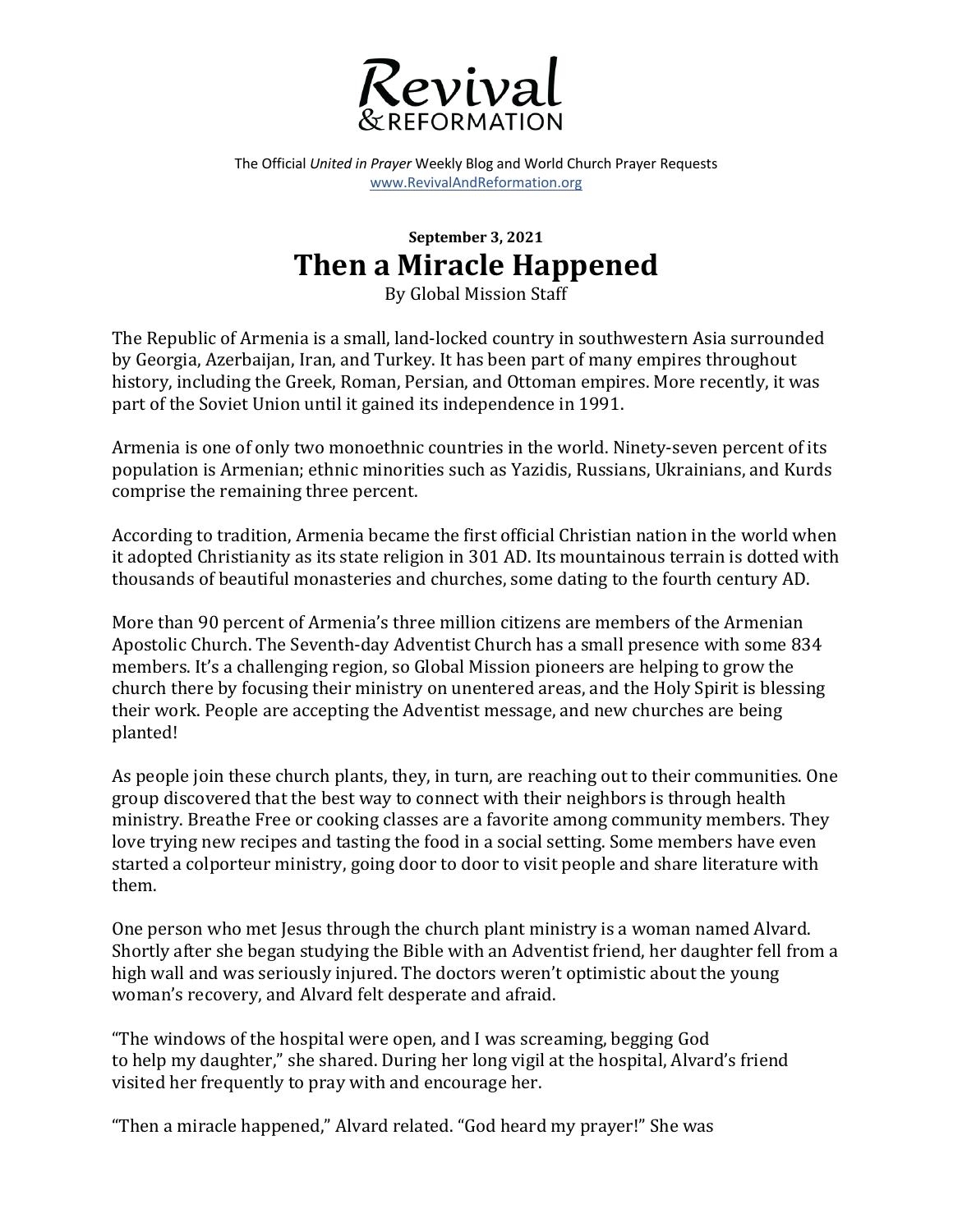# Revival & REFORMATION

The Official *United in Prayer* Weekly Blog and World Church Prayer Requests
www.RevivalAndReformation.org

**September 3, 2021**

## Then a Miracle Happened

By Global Mission Staff

The Republic of Armenia is a small, land-locked country in southwestern Asia surrounded by Georgia, Azerbaijan, Iran, and Turkey. It has been part of many empires throughout history, including the Greek, Roman, Persian, and Ottoman empires. More recently, it was part of the Soviet Union until it gained its independence in 1991.

Armenia is one of only two monoethnic countries in the world. Ninety-seven percent of its population is Armenian; ethnic minorities such as Yazidis, Russians, Ukrainians, and Kurds comprise the remaining three percent.

According to tradition, Armenia became the first official Christian nation in the world when it adopted Christianity as its state religion in 301 AD. Its mountainous terrain is dotted with thousands of beautiful monasteries and churches, some dating to the fourth century AD.

More than 90 percent of Armenia's three million citizens are members of the Armenian Apostolic Church. The Seventh-day Adventist Church has a small presence with some 834 members. It's a challenging region, so Global Mission pioneers are helping to grow the church there by focusing their ministry on unentered areas, and the Holy Spirit is blessing their work. People are accepting the Adventist message, and new churches are being planted!

As people join these church plants, they, in turn, are reaching out to their communities. One group discovered that the best way to connect with their neighbors is through health ministry. Breathe Free or cooking classes are a favorite among community members. They love trying new recipes and tasting the food in a social setting. Some members have even started a colporteur ministry, going door to door to visit people and share literature with them.

One person who met Jesus through the church plant ministry is a woman named Alvard. Shortly after she began studying the Bible with an Adventist friend, her daughter fell from a high wall and was seriously injured. The doctors weren't optimistic about the young woman's recovery, and Alvard felt desperate and afraid.

"The windows of the hospital were open, and I was screaming, begging God to help my daughter," she shared. During her long vigil at the hospital, Alvard's friend visited her frequently to pray with and encourage her.

"Then a miracle happened," Alvard related. "God heard my prayer!" She was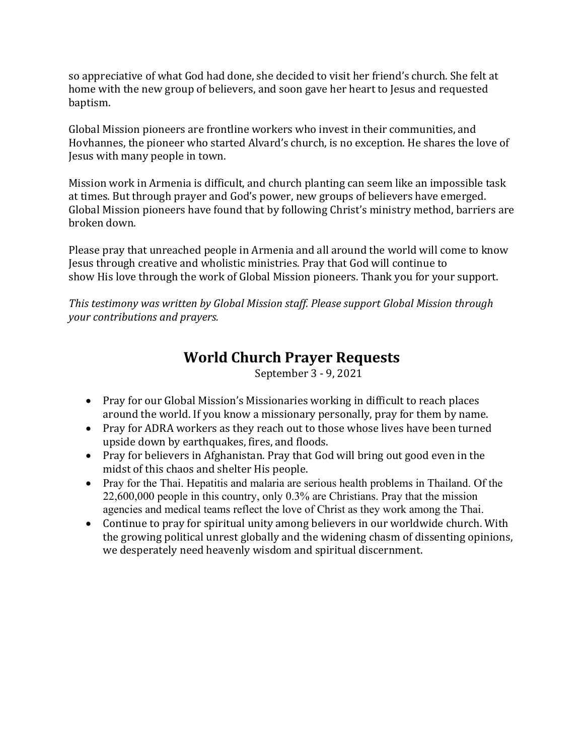so appreciative of what God had done, she decided to visit her friend's church. She felt at home with the new group of believers, and soon gave her heart to Jesus and requested baptism.

Global Mission pioneers are frontline workers who invest in their communities, and Hovhannes, the pioneer who started Alvard's church, is no exception. He shares the love of Jesus with many people in town.

Mission work in Armenia is difficult, and church planting can seem like an impossible task at times. But through prayer and God's power, new groups of believers have emerged. Global Mission pioneers have found that by following Christ's ministry method, barriers are broken down.

Please pray that unreached people in Armenia and all around the world will come to know Jesus through creative and wholistic ministries. Pray that God will continue to show His love through the work of Global Mission pioneers. Thank you for your support.

*This testimony was written by Global Mission staff. Please support Global Mission through your contributions and prayers.*

## World Church Prayer Requests

September 3 - 9, 2021

- Pray for our Global Mission's Missionaries working in difficult to reach places around the world. If you know a missionary personally, pray for them by name.
- Pray for ADRA workers as they reach out to those whose lives have been turned upside down by earthquakes, fires, and floods.
- Pray for believers in Afghanistan. Pray that God will bring out good even in the midst of this chaos and shelter His people.
- Pray for the Thai. Hepatitis and malaria are serious health problems in Thailand. Of the 22,600,000 people in this country, only 0.3% are Christians. Pray that the mission agencies and medical teams reflect the love of Christ as they work among the Thai.
- Continue to pray for spiritual unity among believers in our worldwide church. With the growing political unrest globally and the widening chasm of dissenting opinions, we desperately need heavenly wisdom and spiritual discernment.